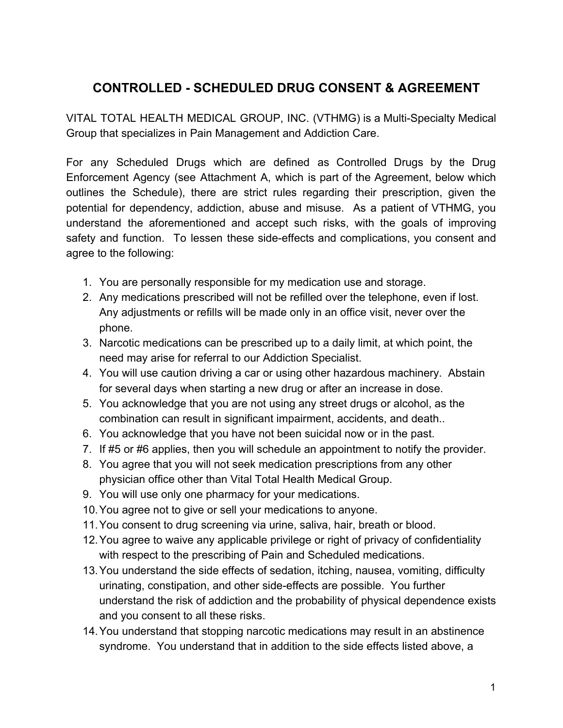# CONTROLLED - SCHEDULED DRUG CONSENT & AGREEMENT

VITAL TOTAL HEALTH MEDICAL GROUP, INC. (VTHMG) is a Multi-Specialty Medical Group that specializes in Pain Management and Addiction Care.

For any Scheduled Drugs which are defined as Controlled Drugs by the Drug Enforcement Agency (see Attachment A, which is part of the Agreement, below which outlines the Schedule), there are strict rules regarding their prescription, given the potential for dependency, addiction, abuse and misuse. As a patient of VTHMG, you understand the aforementioned and accept such risks, with the goals of improving safety and function. To lessen these side-effects and complications, you consent and agree to the following:

1. You are personally responsible for my medication use and storage.
2. Any medications prescribed will not be refilled over the telephone, even if lost. Any adjustments or refills will be made only in an office visit, never over the phone.
3. Narcotic medications can be prescribed up to a daily limit, at which point, the need may arise for referral to our Addiction Specialist.
4. You will use caution driving a car or using other hazardous machinery. Abstain for several days when starting a new drug or after an increase in dose.
5. You acknowledge that you are not using any street drugs or alcohol, as the combination can result in significant impairment, accidents, and death..
6. You acknowledge that you have not been suicidal now or in the past.
7. If #5 or #6 applies, then you will schedule an appointment to notify the provider.
8. You agree that you will not seek medication prescriptions from any other physician office other than Vital Total Health Medical Group.
9. You will use only one pharmacy for your medications.
10. You agree not to give or sell your medications to anyone.
11. You consent to drug screening via urine, saliva, hair, breath or blood.
12. You agree to waive any applicable privilege or right of privacy of confidentiality with respect to the prescribing of Pain and Scheduled medications.
13. You understand the side effects of sedation, itching, nausea, vomiting, difficulty urinating, constipation, and other side-effects are possible. You further understand the risk of addiction and the probability of physical dependence exists and you consent to all these risks.
14. You understand that stopping narcotic medications may result in an abstinence syndrome. You understand that in addition to the side effects listed above, a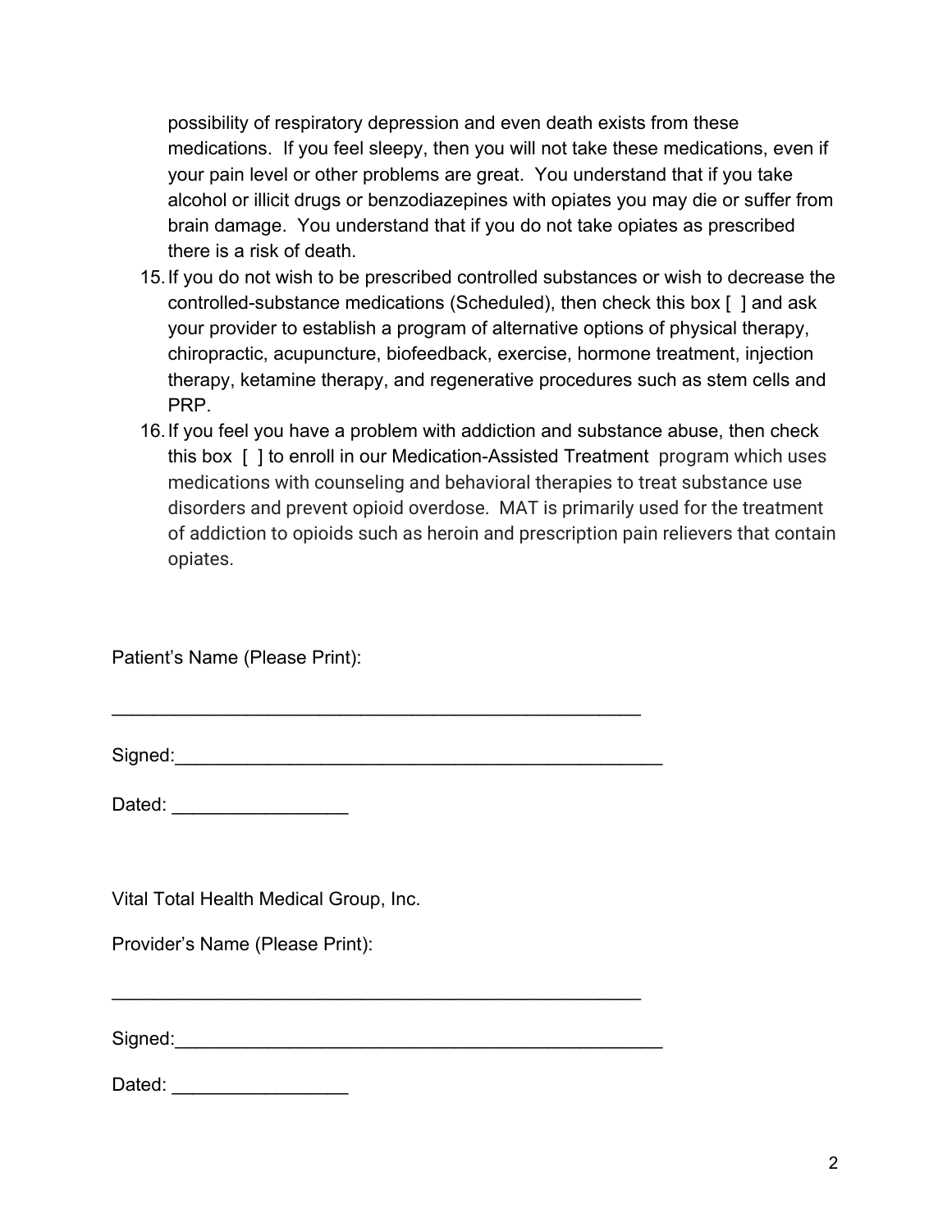possibility of respiratory depression and even death exists from these medications. If you feel sleepy, then you will not take these medications, even if your pain level or other problems are great. You understand that if you take alcohol or illicit drugs or benzodiazepines with opiates you may die or suffer from brain damage. You understand that if you do not take opiates as prescribed there is a risk of death.

15. If you do not wish to be prescribed controlled substances or wish to decrease the controlled-substance medications (Scheduled), then check this box [ ] and ask your provider to establish a program of alternative options of physical therapy, chiropractic, acupuncture, biofeedback, exercise, hormone treatment, injection therapy, ketamine therapy, and regenerative procedures such as stem cells and PRP.
16. If you feel you have a problem with addiction and substance abuse, then check this box [ ] to enroll in our Medication-Assisted Treatment program which uses medications with counseling and behavioral therapies to treat substance use disorders and prevent opioid overdose. MAT is primarily used for the treatment of addiction to opioids such as heroin and prescription pain relievers that contain opiates.

Patient's Name (Please Print):

_____________________________________________________

Signed:_________________________________________________

Dated: _________________

Vital Total Health Medical Group, Inc.

Provider's Name (Please Print):

_____________________________________________________

Signed:_________________________________________________

Dated: _________________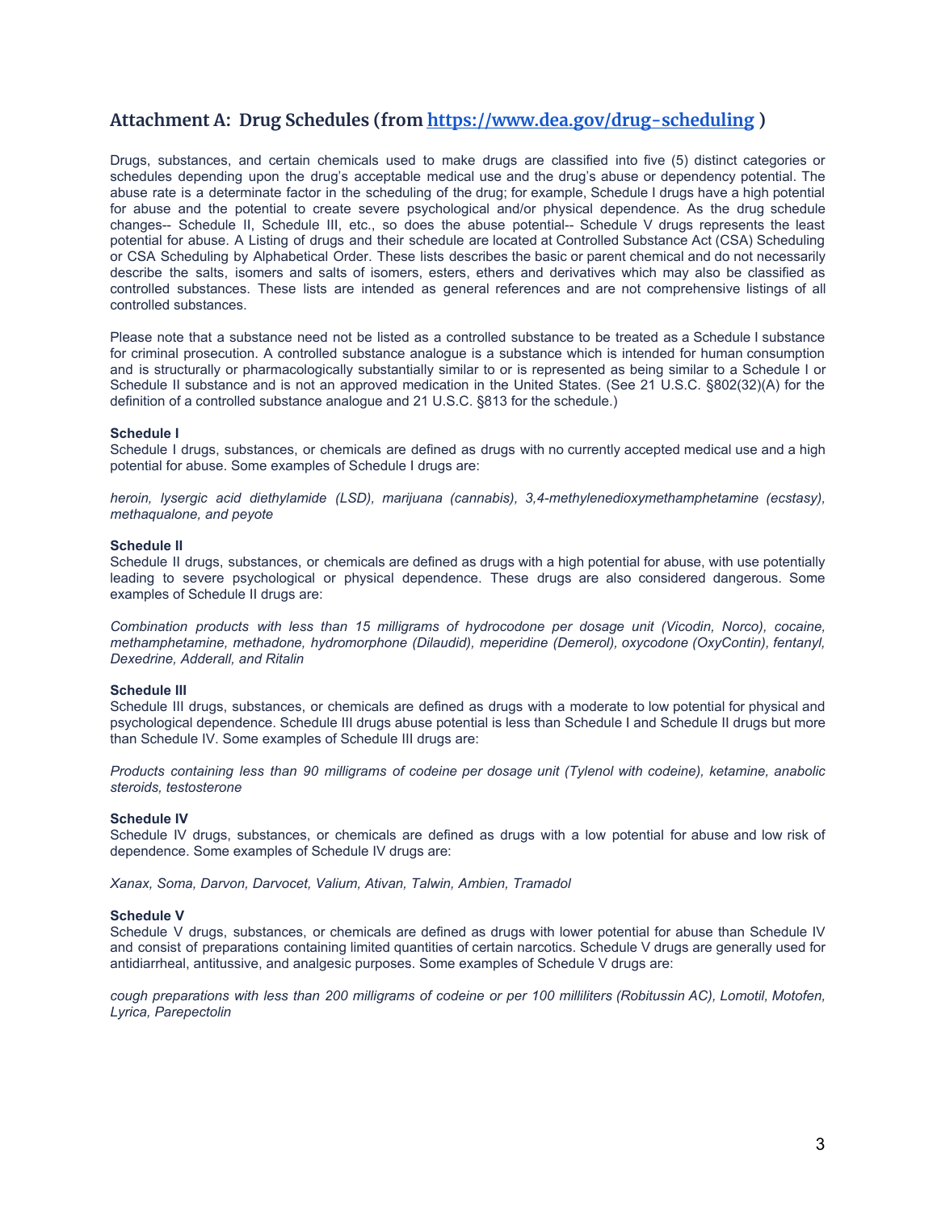## Attachment A: Drug Schedules (from [https://www.dea.gov/drug-scheduling](https://www.dea.gov/drug-scheduling) )

Drugs, substances, and certain chemicals used to make drugs are classified into five (5) distinct categories or schedules depending upon the drug's acceptable medical use and the drug's abuse or dependency potential. The abuse rate is a determinate factor in the scheduling of the drug; for example, Schedule I drugs have a high potential for abuse and the potential to create severe psychological and/or physical dependence. As the drug schedule changes-- Schedule II, Schedule III, etc., so does the abuse potential-- Schedule V drugs represents the least potential for abuse. A Listing of drugs and their schedule are located at Controlled Substance Act (CSA) Scheduling or CSA Scheduling by Alphabetical Order. These lists describes the basic or parent chemical and do not necessarily describe the salts, isomers and salts of isomers, esters, ethers and derivatives which may also be classified as controlled substances. These lists are intended as general references and are not comprehensive listings of all controlled substances.

Please note that a substance need not be listed as a controlled substance to be treated as a Schedule I substance for criminal prosecution. A controlled substance analogue is a substance which is intended for human consumption and is structurally or pharmacologically substantially similar to or is represented as being similar to a Schedule I or Schedule II substance and is not an approved medication in the United States. (See 21 U.S.C. §802(32)(A) for the definition of a controlled substance analogue and 21 U.S.C. §813 for the schedule.)

**Schedule I**
Schedule I drugs, substances, or chemicals are defined as drugs with no currently accepted medical use and a high potential for abuse. Some examples of Schedule I drugs are:

*heroin, lysergic acid diethylamide (LSD), marijuana (cannabis), 3,4-methylenedioxymethamphetamine (ecstasy), methaqualone, and peyote*

**Schedule II**
Schedule II drugs, substances, or chemicals are defined as drugs with a high potential for abuse, with use potentially leading to severe psychological or physical dependence. These drugs are also considered dangerous. Some examples of Schedule II drugs are:

*Combination products with less than 15 milligrams of hydrocodone per dosage unit (Vicodin, Norco), cocaine, methamphetamine, methadone, hydromorphone (Dilaudid), meperidine (Demerol), oxycodone (OxyContin), fentanyl, Dexedrine, Adderall, and Ritalin*

**Schedule III**
Schedule III drugs, substances, or chemicals are defined as drugs with a moderate to low potential for physical and psychological dependence. Schedule III drugs abuse potential is less than Schedule I and Schedule II drugs but more than Schedule IV. Some examples of Schedule III drugs are:

*Products containing less than 90 milligrams of codeine per dosage unit (Tylenol with codeine), ketamine, anabolic steroids, testosterone*

**Schedule IV**
Schedule IV drugs, substances, or chemicals are defined as drugs with a low potential for abuse and low risk of dependence. Some examples of Schedule IV drugs are:

*Xanax, Soma, Darvon, Darvocet, Valium, Ativan, Talwin, Ambien, Tramadol*

**Schedule V**
Schedule V drugs, substances, or chemicals are defined as drugs with lower potential for abuse than Schedule IV and consist of preparations containing limited quantities of certain narcotics. Schedule V drugs are generally used for antidiarrheal, antitussive, and analgesic purposes. Some examples of Schedule V drugs are:

*cough preparations with less than 200 milligrams of codeine or per 100 milliliters (Robitussin AC), Lomotil, Motofen, Lyrica, Parepectolin*